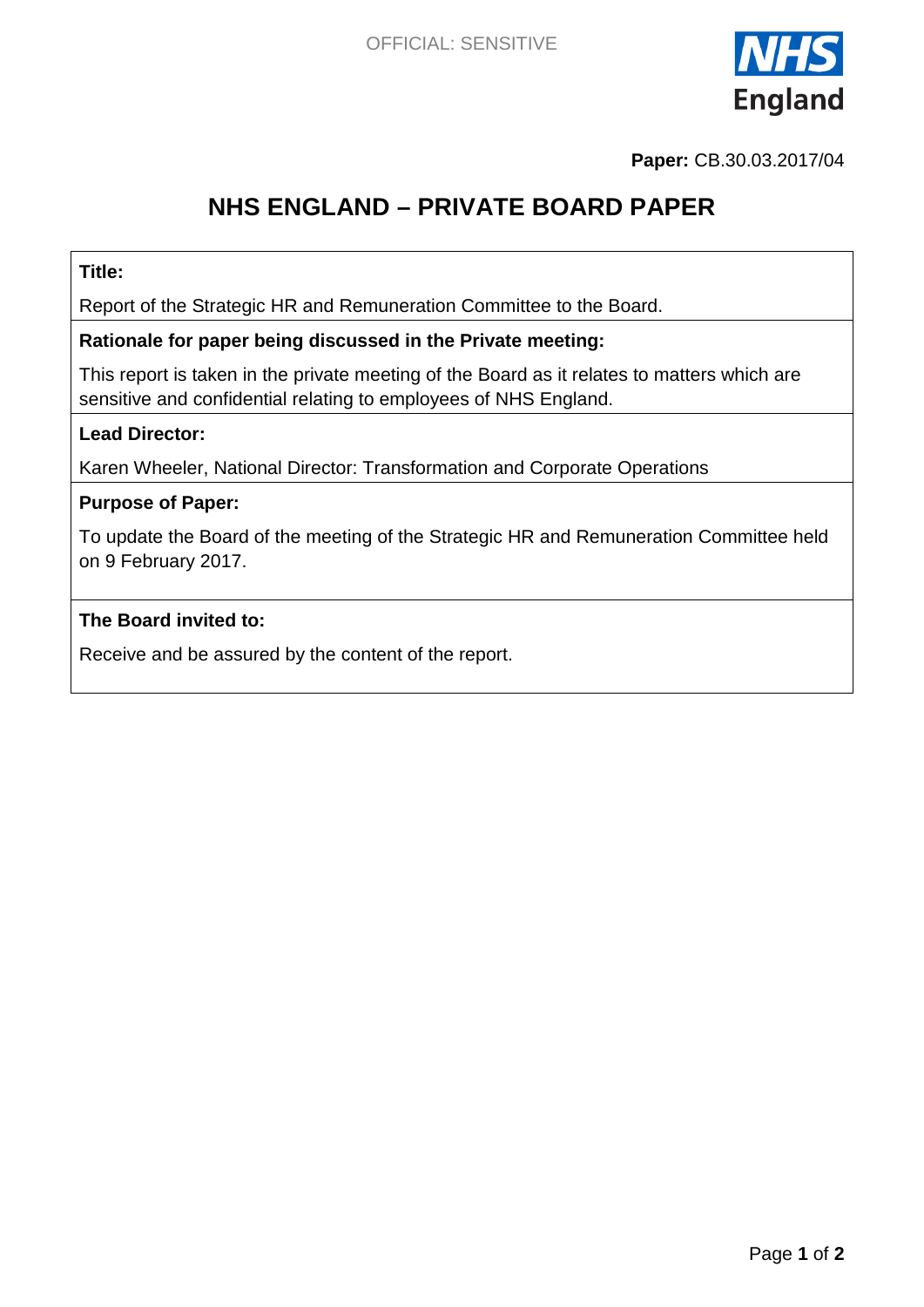OFFICIAL: SENSITIVE

**Paper:** CB.30.03.2017/04

# NHS ENGLAND – PRIVATE BOARD PAPER

**Title:**

Report of the Strategic HR and Remuneration Committee to the Board.

**Rationale for paper being discussed in the Private meeting:**

This report is taken in the private meeting of the Board as it relates to matters which are sensitive and confidential relating to employees of NHS England.

**Lead Director:**

Karen Wheeler, National Director: Transformation and Corporate Operations

**Purpose of Paper:**

To update the Board of the meeting of the Strategic HR and Remuneration Committee held on 9 February 2017.

**The Board invited to:**

Receive and be assured by the content of the report.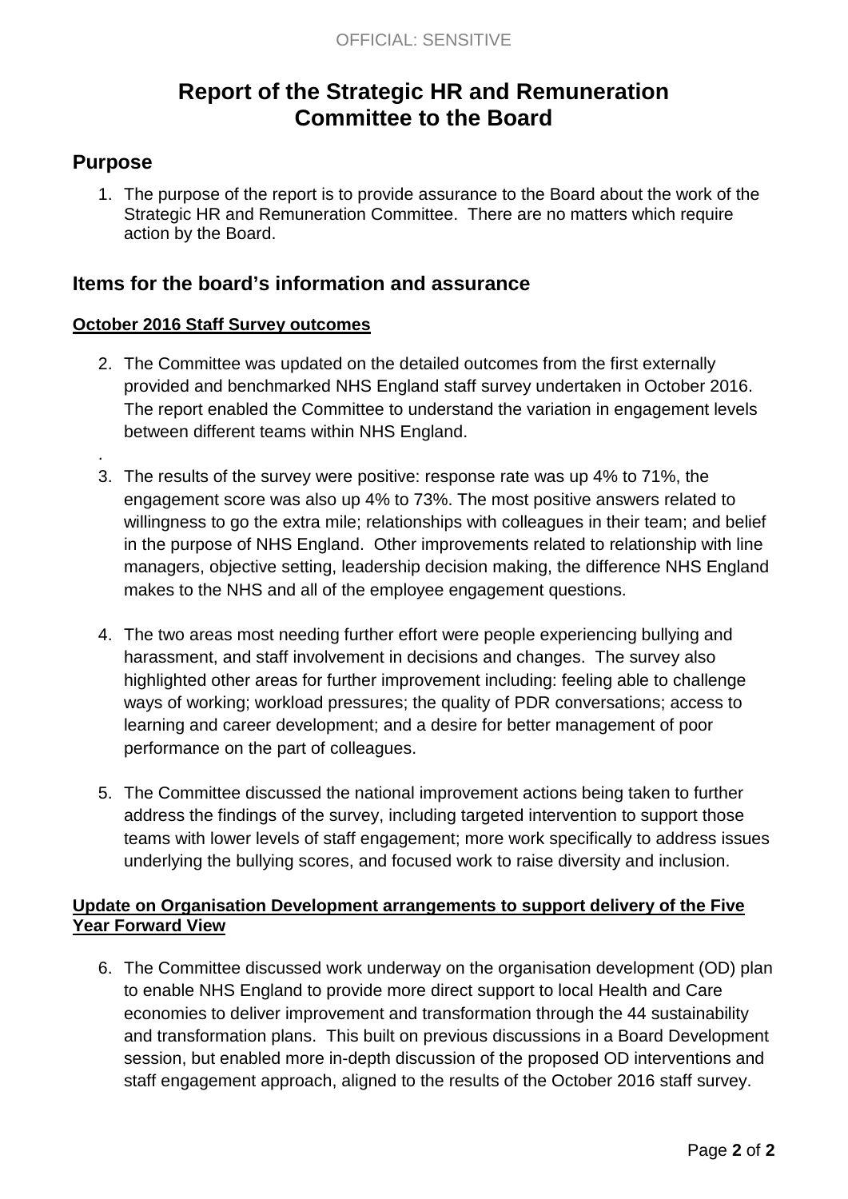# Report of the Strategic HR and Remuneration Committee to the Board

## Purpose

1. The purpose of the report is to provide assurance to the Board about the work of the Strategic HR and Remuneration Committee. There are no matters which require action by the Board.

## Items for the board's information and assurance

**October 2016 Staff Survey outcomes**

2. The Committee was updated on the detailed outcomes from the first externally provided and benchmarked NHS England staff survey undertaken in October 2016. The report enabled the Committee to understand the variation in engagement levels between different teams within NHS England.

.

3. The results of the survey were positive: response rate was up 4% to 71%, the engagement score was also up 4% to 73%. The most positive answers related to willingness to go the extra mile; relationships with colleagues in their team; and belief in the purpose of NHS England. Other improvements related to relationship with line managers, objective setting, leadership decision making, the difference NHS England makes to the NHS and all of the employee engagement questions.

4. The two areas most needing further effort were people experiencing bullying and harassment, and staff involvement in decisions and changes. The survey also highlighted other areas for further improvement including: feeling able to challenge ways of working; workload pressures; the quality of PDR conversations; access to learning and career development; and a desire for better management of poor performance on the part of colleagues.

5. The Committee discussed the national improvement actions being taken to further address the findings of the survey, including targeted intervention to support those teams with lower levels of staff engagement; more work specifically to address issues underlying the bullying scores, and focused work to raise diversity and inclusion.

**Update on Organisation Development arrangements to support delivery of the Five Year Forward View**

6. The Committee discussed work underway on the organisation development (OD) plan to enable NHS England to provide more direct support to local Health and Care economies to deliver improvement and transformation through the 44 sustainability and transformation plans. This built on previous discussions in a Board Development session, but enabled more in-depth discussion of the proposed OD interventions and staff engagement approach, aligned to the results of the October 2016 staff survey.